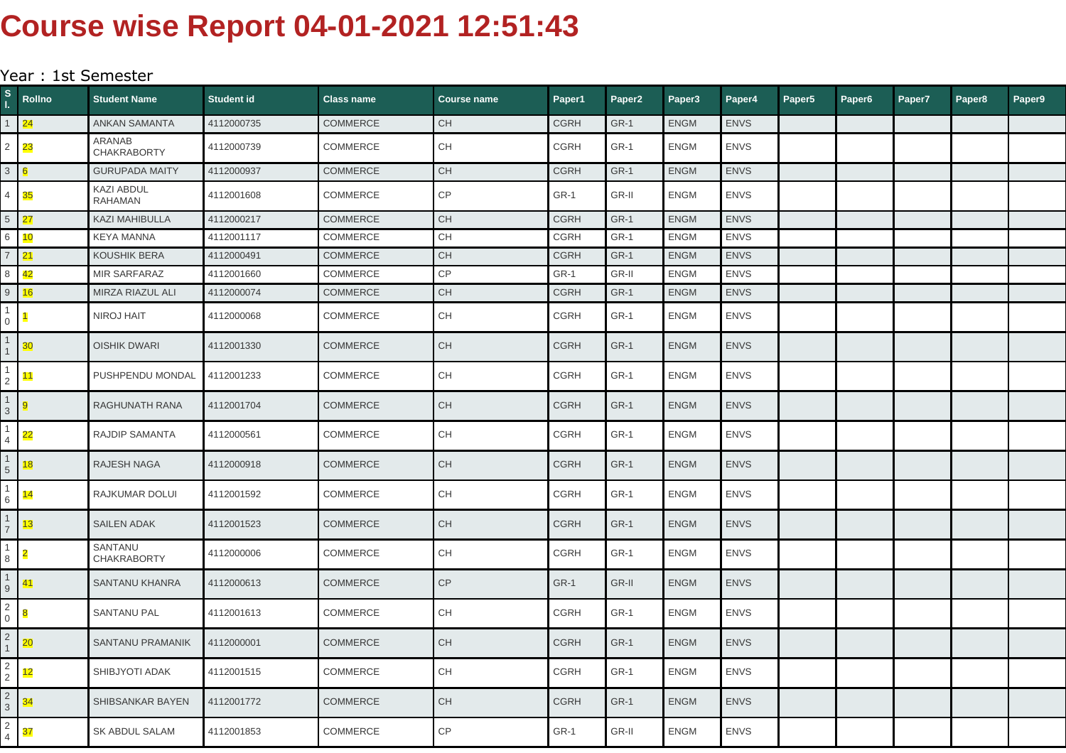# Course wise Report 04-01-2021 12:51:43

Year : 1st Semester

| Sl. | Rollno | Student Name | Student id | Class name | Course name | Paper1 | Paper2 | Paper3 | Paper4 | Paper5 | Paper6 | Paper7 | Paper8 | Paper9 |
|---|---|---|---|---|---|---|---|---|---|---|---|---|---|---|
| 1 | 24 | ANKAN SAMANTA | 4112000735 | COMMERCE | CH | CGRH | GR-1 | ENGM | ENVS | | | | | |
| 2 | 23 | ARANAB CHAKRABORTY | 4112000739 | COMMERCE | CH | CGRH | GR-1 | ENGM | ENVS | | | | | |
| 3 | 6 | GURUPADA MAITY | 4112000937 | COMMERCE | CH | CGRH | GR-1 | ENGM | ENVS | | | | | |
| 4 | 35 | KAZI ABDUL RAHAMAN | 4112001608 | COMMERCE | CP | GR-1 | GR-II | ENGM | ENVS | | | | | |
| 5 | 27 | KAZI MAHIBULLA | 4112000217 | COMMERCE | CH | CGRH | GR-1 | ENGM | ENVS | | | | | |
| 6 | 10 | KEYA MANNA | 4112001117 | COMMERCE | CH | CGRH | GR-1 | ENGM | ENVS | | | | | |
| 7 | 21 | KOUSHIK BERA | 4112000491 | COMMERCE | CH | CGRH | GR-1 | ENGM | ENVS | | | | | |
| 8 | 42 | MIR SARFARAZ | 4112001660 | COMMERCE | CP | GR-1 | GR-II | ENGM | ENVS | | | | | |
| 9 | 16 | MIRZA RIAZUL ALI | 4112000074 | COMMERCE | CH | CGRH | GR-1 | ENGM | ENVS | | | | | |
| 10 | 1 | NIROJ HAIT | 4112000068 | COMMERCE | CH | CGRH | GR-1 | ENGM | ENVS | | | | | |
| 11 | 30 | OISHIK DWARI | 4112001330 | COMMERCE | CH | CGRH | GR-1 | ENGM | ENVS | | | | | |
| 12 | 11 | PUSHPENDU MONDAL | 4112001233 | COMMERCE | CH | CGRH | GR-1 | ENGM | ENVS | | | | | |
| 13 | 9 | RAGHUNATH RANA | 4112001704 | COMMERCE | CH | CGRH | GR-1 | ENGM | ENVS | | | | | |
| 14 | 22 | RAJDIP SAMANTA | 4112000561 | COMMERCE | CH | CGRH | GR-1 | ENGM | ENVS | | | | | |
| 15 | 18 | RAJESH NAGA | 4112000918 | COMMERCE | CH | CGRH | GR-1 | ENGM | ENVS | | | | | |
| 16 | 14 | RAJKUMAR DOLUI | 4112001592 | COMMERCE | CH | CGRH | GR-1 | ENGM | ENVS | | | | | |
| 17 | 13 | SAILEN ADAK | 4112001523 | COMMERCE | CH | CGRH | GR-1 | ENGM | ENVS | | | | | |
| 18 | 2 | SANTANU CHAKRABORTY | 4112000006 | COMMERCE | CH | CGRH | GR-1 | ENGM | ENVS | | | | | |
| 19 | 41 | SANTANU KHANRA | 4112000613 | COMMERCE | CP | GR-1 | GR-II | ENGM | ENVS | | | | | |
| 20 | 8 | SANTANU PAL | 4112001613 | COMMERCE | CH | CGRH | GR-1 | ENGM | ENVS | | | | | |
| 21 | 20 | SANTANU PRAMANIK | 4112000001 | COMMERCE | CH | CGRH | GR-1 | ENGM | ENVS | | | | | |
| 22 | 12 | SHIBJYOTI ADAK | 4112001515 | COMMERCE | CH | CGRH | GR-1 | ENGM | ENVS | | | | | |
| 23 | 34 | SHIBSANKAR BAYEN | 4112001772 | COMMERCE | CH | CGRH | GR-1 | ENGM | ENVS | | | | | |
| 24 | 37 | SK ABDUL SALAM | 4112001853 | COMMERCE | CP | GR-1 | GR-II | ENGM | ENVS | | | | | |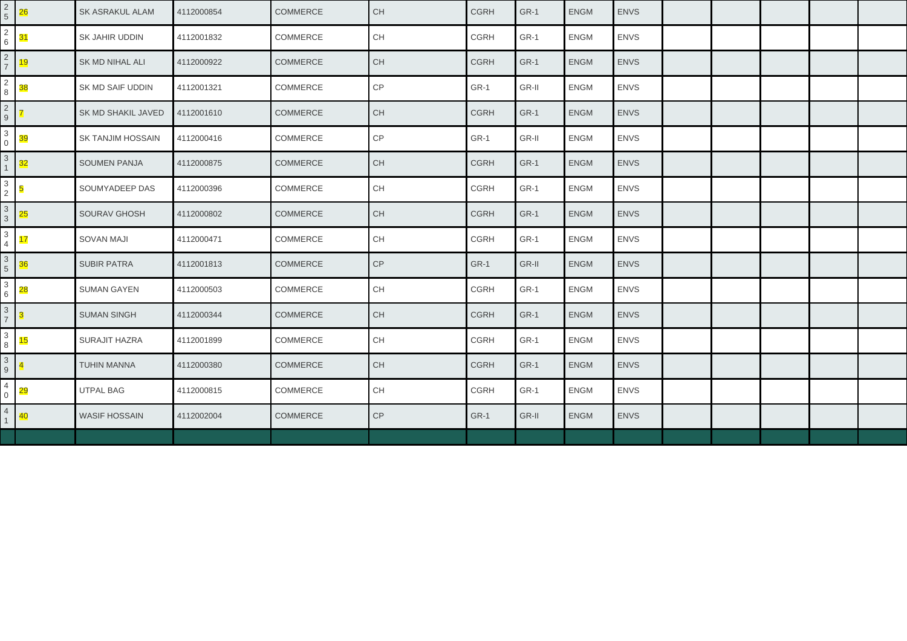| | | | | | | | | | | | | | | |
|---|---|---|---|---|---|---|---|---|---|---|---|---|---|---|
| 25 | 26 | SK ASRAKUL ALAM | 4112000854 | COMMERCE | CH | CGRH | GR-1 | ENGM | ENVS | | | | | |
| 26 | 31 | SK JAHIR UDDIN | 4112001832 | COMMERCE | CH | CGRH | GR-1 | ENGM | ENVS | | | | | |
| 27 | 19 | SK MD NIHAL ALI | 4112000922 | COMMERCE | CH | CGRH | GR-1 | ENGM | ENVS | | | | | |
| 28 | 38 | SK MD SAIF UDDIN | 4112001321 | COMMERCE | CP | GR-1 | GR-II | ENGM | ENVS | | | | | |
| 29 | 7 | SK MD SHAKIL JAVED | 4112001610 | COMMERCE | CH | CGRH | GR-1 | ENGM | ENVS | | | | | |
| 30 | 39 | SK TANJIM HOSSAIN | 4112000416 | COMMERCE | CP | GR-1 | GR-II | ENGM | ENVS | | | | | |
| 31 | 32 | SOUMEN PANJA | 4112000875 | COMMERCE | CH | CGRH | GR-1 | ENGM | ENVS | | | | | |
| 32 | 5 | SOUMYADEEP DAS | 4112000396 | COMMERCE | CH | CGRH | GR-1 | ENGM | ENVS | | | | | |
| 33 | 25 | SOURAV GHOSH | 4112000802 | COMMERCE | CH | CGRH | GR-1 | ENGM | ENVS | | | | | |
| 34 | 17 | SOVAN MAJI | 4112000471 | COMMERCE | CH | CGRH | GR-1 | ENGM | ENVS | | | | | |
| 35 | 36 | SUBIR PATRA | 4112001813 | COMMERCE | CP | GR-1 | GR-II | ENGM | ENVS | | | | | |
| 36 | 28 | SUMAN GAYEN | 4112000503 | COMMERCE | CH | CGRH | GR-1 | ENGM | ENVS | | | | | |
| 37 | 3 | SUMAN SINGH | 4112000344 | COMMERCE | CH | CGRH | GR-1 | ENGM | ENVS | | | | | |
| 38 | 15 | SURAJIT HAZRA | 4112001899 | COMMERCE | CH | CGRH | GR-1 | ENGM | ENVS | | | | | |
| 39 | 4 | TUHIN MANNA | 4112000380 | COMMERCE | CH | CGRH | GR-1 | ENGM | ENVS | | | | | |
| 40 | 29 | UTPAL BAG | 4112000815 | COMMERCE | CH | CGRH | GR-1 | ENGM | ENVS | | | | | |
| 41 | 40 | WASIF HOSSAIN | 4112002004 | COMMERCE | CP | GR-1 | GR-II | ENGM | ENVS | | | | | |